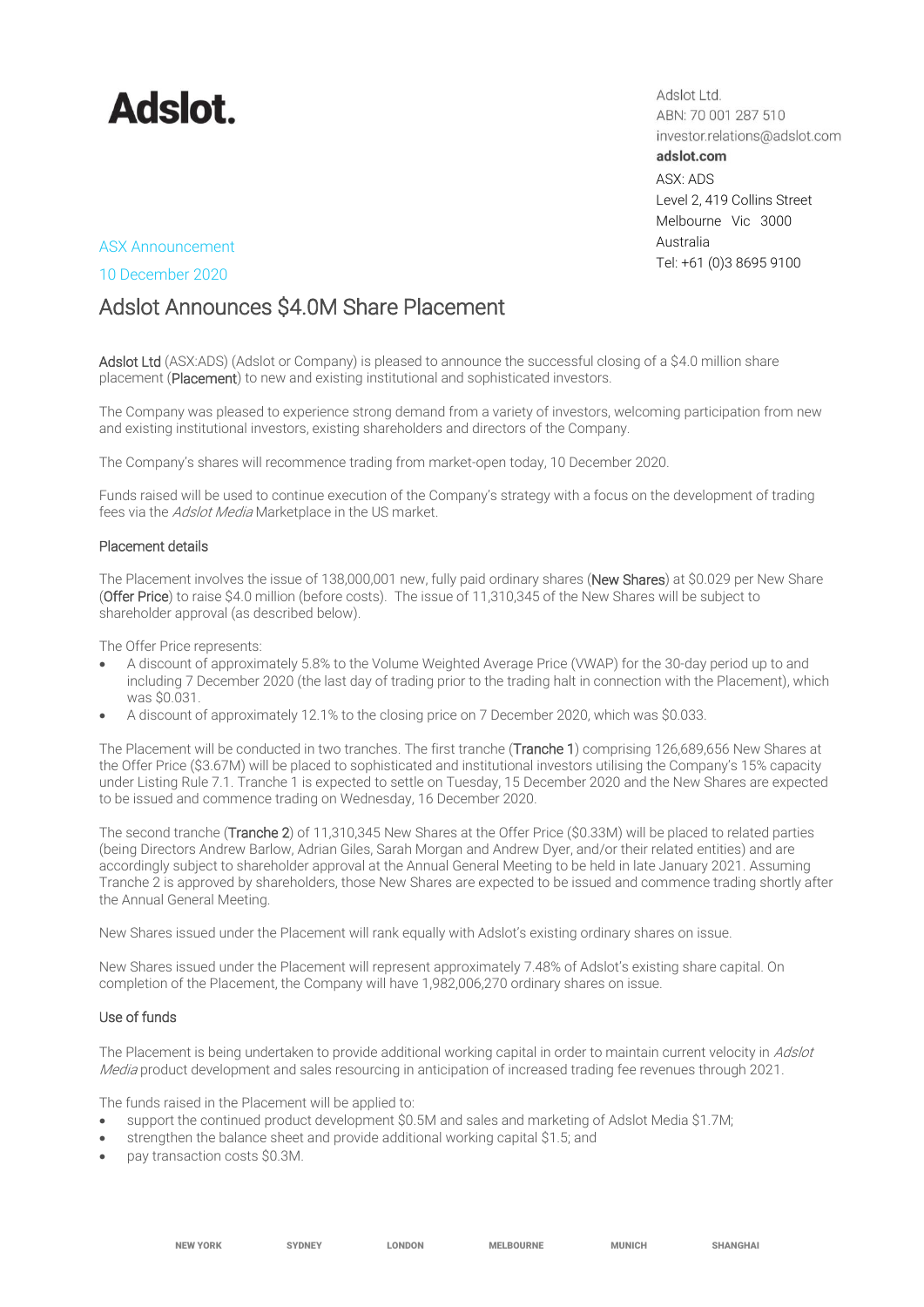# Adslot.

Adslot Ltd.
ABN: 70 001 287 510
investor.relations@adslot.com
**adslot.com**
ASX: ADS
Level 2, 419 Collins Street
Melbourne Vic 3000
Australia
Tel: +61 (0)3 8695 9100

ASX Announcement

10 December 2020

## Adslot Announces $4.0M Share Placement

Adslot Ltd (ASX:ADS) (Adslot or Company) is pleased to announce the successful closing of a $4.0 million share placement (Placement) to new and existing institutional and sophisticated investors.

The Company was pleased to experience strong demand from a variety of investors, welcoming participation from new and existing institutional investors, existing shareholders and directors of the Company.

The Company's shares will recommence trading from market-open today, 10 December 2020.

Funds raised will be used to continue execution of the Company's strategy with a focus on the development of trading fees via the *Adslot Media* Marketplace in the US market.

### Placement details

The Placement involves the issue of 138,000,001 new, fully paid ordinary shares (New Shares) at $0.029 per New Share (Offer Price) to raise $4.0 million (before costs). The issue of 11,310,345 of the New Shares will be subject to shareholder approval (as described below).

The Offer Price represents:

- A discount of approximately 5.8% to the Volume Weighted Average Price (VWAP) for the 30-day period up to and including 7 December 2020 (the last day of trading prior to the trading halt in connection with the Placement), which was $0.031.
- A discount of approximately 12.1% to the closing price on 7 December 2020, which was $0.033.

The Placement will be conducted in two tranches. The first tranche (Tranche 1) comprising 126,689,656 New Shares at the Offer Price ($3.67M) will be placed to sophisticated and institutional investors utilising the Company's 15% capacity under Listing Rule 7.1. Tranche 1 is expected to settle on Tuesday, 15 December 2020 and the New Shares are expected to be issued and commence trading on Wednesday, 16 December 2020.

The second tranche (Tranche 2) of 11,310,345 New Shares at the Offer Price ($0.33M) will be placed to related parties (being Directors Andrew Barlow, Adrian Giles, Sarah Morgan and Andrew Dyer, and/or their related entities) and are accordingly subject to shareholder approval at the Annual General Meeting to be held in late January 2021. Assuming Tranche 2 is approved by shareholders, those New Shares are expected to be issued and commence trading shortly after the Annual General Meeting.

New Shares issued under the Placement will rank equally with Adslot's existing ordinary shares on issue.

New Shares issued under the Placement will represent approximately 7.48% of Adslot's existing share capital. On completion of the Placement, the Company will have 1,982,006,270 ordinary shares on issue.

### Use of funds

The Placement is being undertaken to provide additional working capital in order to maintain current velocity in *Adslot Media* product development and sales resourcing in anticipation of increased trading fee revenues through 2021.

The funds raised in the Placement will be applied to:

- support the continued product development $0.5M and sales and marketing of Adslot Media $1.7M;
- strengthen the balance sheet and provide additional working capital $1.5; and
- pay transaction costs $0.3M.

NEW YORK SYDNEY LONDON MELBOURNE MUNICH SHANGHAI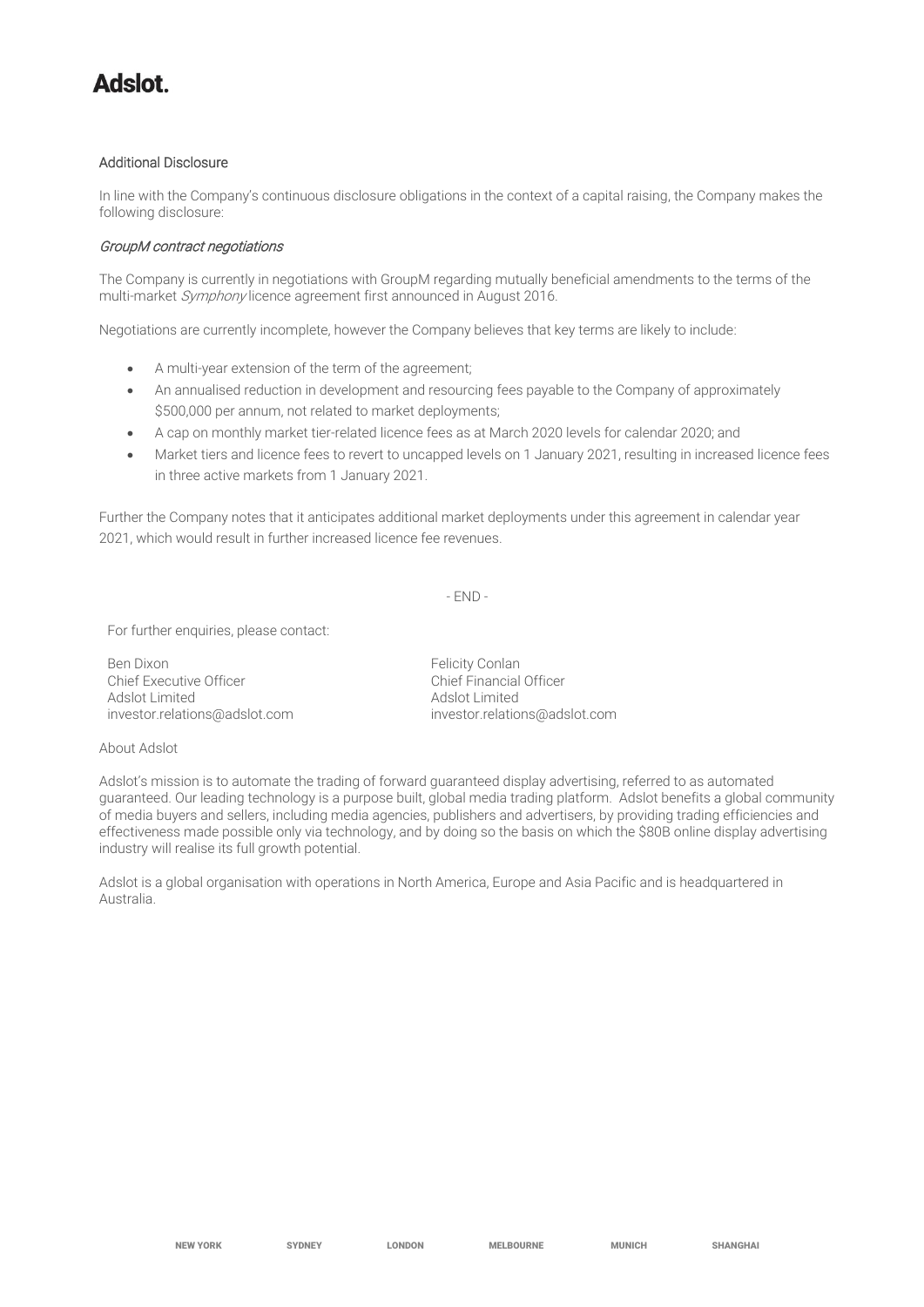### Additional Disclosure

In line with the Company's continuous disclosure obligations in the context of a capital raising, the Company makes the following disclosure:

*GroupM contract negotiations*

The Company is currently in negotiations with GroupM regarding mutually beneficial amendments to the terms of the multi-market *Symphony* licence agreement first announced in August 2016.

Negotiations are currently incomplete, however the Company believes that key terms are likely to include:

- A multi-year extension of the term of the agreement;
- An annualised reduction in development and resourcing fees payable to the Company of approximately $500,000 per annum, not related to market deployments;
- A cap on monthly market tier-related licence fees as at March 2020 levels for calendar 2020; and
- Market tiers and licence fees to revert to uncapped levels on 1 January 2021, resulting in increased licence fees in three active markets from 1 January 2021.

Further the Company notes that it anticipates additional market deployments under this agreement in calendar year 2021, which would result in further increased licence fee revenues.

- END -

For further enquiries, please contact:

Ben Dixon
Chief Executive Officer
Adslot Limited
investor.relations@adslot.com

Felicity Conlan
Chief Financial Officer
Adslot Limited
investor.relations@adslot.com

About Adslot

Adslot's mission is to automate the trading of forward guaranteed display advertising, referred to as automated guaranteed. Our leading technology is a purpose built, global media trading platform. Adslot benefits a global community of media buyers and sellers, including media agencies, publishers and advertisers, by providing trading efficiencies and effectiveness made possible only via technology, and by doing so the basis on which the $80B online display advertising industry will realise its full growth potential.

Adslot is a global organisation with operations in North America, Europe and Asia Pacific and is headquartered in Australia.